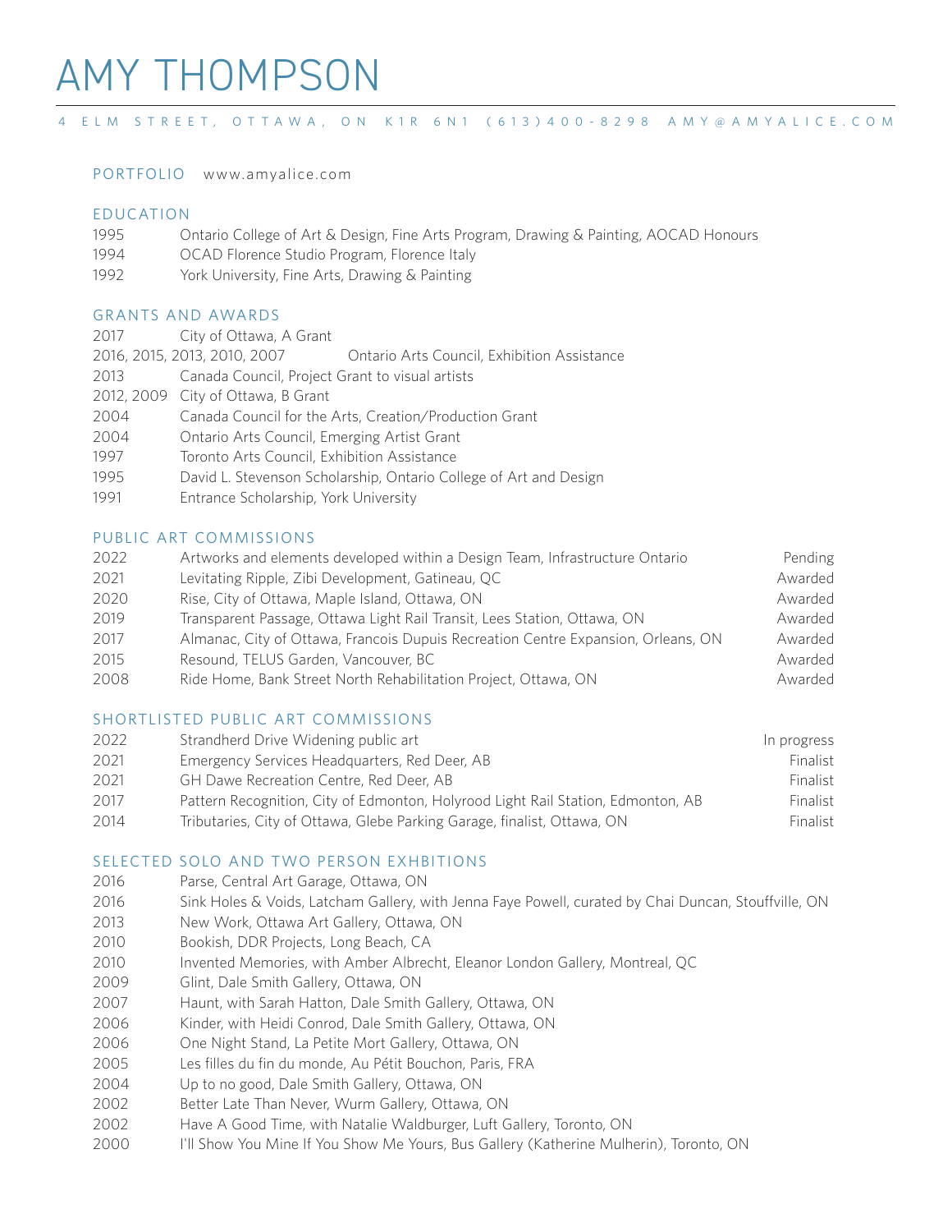# AMY THOMPSON

4 ELM STREET, OTTAWA, ON K1R 6N1 (613)400-8298 AMY@AMYALICE.COM

**PORTFOLIO** www.amyalice.com

## EDUCATION

| | |
|---|---|
| 1995 | Ontario College of Art & Design, Fine Arts Program, Drawing & Painting, AOCAD Honours |
| 1994 | OCAD Florence Studio Program, Florence Italy |
| 1992 | York University, Fine Arts, Drawing & Painting |

## GRANTS AND AWARDS

| | |
|---|---|
| 2017 | City of Ottawa, A Grant |
| 2016, 2015, 2013, 2010, 2007 | Ontario Arts Council, Exhibition Assistance |
| 2013 | Canada Council, Project Grant to visual artists |
| 2012, 2009 | City of Ottawa, B Grant |
| 2004 | Canada Council for the Arts, Creation/Production Grant |
| 2004 | Ontario Arts Council, Emerging Artist Grant |
| 1997 | Toronto Arts Council, Exhibition Assistance |
| 1995 | David L. Stevenson Scholarship, Ontario College of Art and Design |
| 1991 | Entrance Scholarship, York University |

## PUBLIC ART COMMISSIONS

| | | |
|---|---|---|
| 2022 | Artworks and elements developed within a Design Team, Infrastructure Ontario | Pending |
| 2021 | Levitating Ripple, Zibi Development, Gatineau, QC | Awarded |
| 2020 | Rise, City of Ottawa, Maple Island, Ottawa, ON | Awarded |
| 2019 | Transparent Passage, Ottawa Light Rail Transit, Lees Station, Ottawa, ON | Awarded |
| 2017 | Almanac, City of Ottawa, Francois Dupuis Recreation Centre Expansion, Orleans, ON | Awarded |
| 2015 | Resound, TELUS Garden, Vancouver, BC | Awarded |
| 2008 | Ride Home, Bank Street North Rehabilitation Project, Ottawa, ON | Awarded |

## SHORTLISTED PUBLIC ART COMMISSIONS

| | | |
|---|---|---|
| 2022 | Strandherd Drive Widening public art | In progress |
| 2021 | Emergency Services Headquarters, Red Deer, AB | Finalist |
| 2021 | GH Dawe Recreation Centre, Red Deer, AB | Finalist |
| 2017 | Pattern Recognition, City of Edmonton, Holyrood Light Rail Station, Edmonton, AB | Finalist |
| 2014 | Tributaries, City of Ottawa, Glebe Parking Garage, finalist, Ottawa, ON | Finalist |

## SELECTED SOLO AND TWO PERSON EXHBITIONS

| | |
|---|---|
| 2016 | Parse, Central Art Garage, Ottawa, ON |
| 2016 | Sink Holes & Voids, Latcham Gallery, with Jenna Faye Powell, curated by Chai Duncan, Stouffville, ON |
| 2013 | New Work, Ottawa Art Gallery, Ottawa, ON |
| 2010 | Bookish, DDR Projects, Long Beach, CA |
| 2010 | Invented Memories, with Amber Albrecht, Eleanor London Gallery, Montreal, QC |
| 2009 | Glint, Dale Smith Gallery, Ottawa, ON |
| 2007 | Haunt, with Sarah Hatton, Dale Smith Gallery, Ottawa, ON |
| 2006 | Kinder, with Heidi Conrod, Dale Smith Gallery, Ottawa, ON |
| 2006 | One Night Stand, La Petite Mort Gallery, Ottawa, ON |
| 2005 | Les filles du fin du monde, Au Pétit Bouchon, Paris, FRA |
| 2004 | Up to no good, Dale Smith Gallery, Ottawa, ON |
| 2002 | Better Late Than Never, Wurm Gallery, Ottawa, ON |
| 2002 | Have A Good Time, with Natalie Waldburger, Luft Gallery, Toronto, ON |
| 2000 | I'll Show You Mine If You Show Me Yours, Bus Gallery (Katherine Mulherin), Toronto, ON |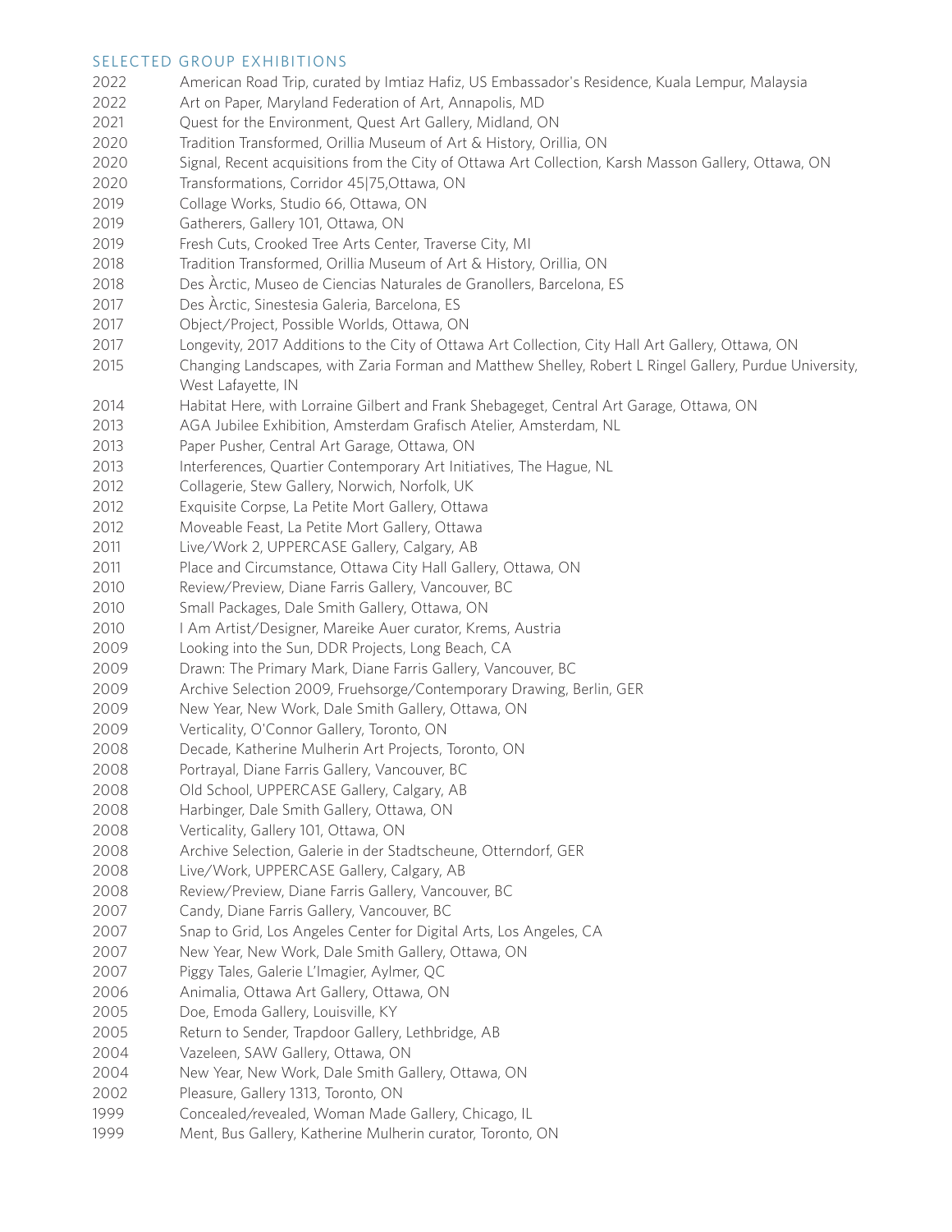## SELECTED GROUP EXHIBITIONS

2022 American Road Trip, curated by Imtiaz Hafiz, US Embassador's Residence, Kuala Lempur, Malaysia
2022 Art on Paper, Maryland Federation of Art, Annapolis, MD
2021 Quest for the Environment, Quest Art Gallery, Midland, ON
2020 Tradition Transformed, Orillia Museum of Art & History, Orillia, ON
2020 Signal, Recent acquisitions from the City of Ottawa Art Collection, Karsh Masson Gallery, Ottawa, ON
2020 Transformations, Corridor 45|75,Ottawa, ON
2019 Collage Works, Studio 66, Ottawa, ON
2019 Gatherers, Gallery 101, Ottawa, ON
2019 Fresh Cuts, Crooked Tree Arts Center, Traverse City, MI
2018 Tradition Transformed, Orillia Museum of Art & History, Orillia, ON
2018 Des Àrctic, Museo de Ciencias Naturales de Granollers, Barcelona, ES
2017 Des Àrctic, Sinestesia Galeria, Barcelona, ES
2017 Object/Project, Possible Worlds, Ottawa, ON
2017 Longevity, 2017 Additions to the City of Ottawa Art Collection, City Hall Art Gallery, Ottawa, ON
2015 Changing Landscapes, with Zaria Forman and Matthew Shelley, Robert L Ringel Gallery, Purdue University, West Lafayette, IN
2014 Habitat Here, with Lorraine Gilbert and Frank Shebageget, Central Art Garage, Ottawa, ON
2013 AGA Jubilee Exhibition, Amsterdam Grafisch Atelier, Amsterdam, NL
2013 Paper Pusher, Central Art Garage, Ottawa, ON
2013 Interferences, Quartier Contemporary Art Initiatives, The Hague, NL
2012 Collagerie, Stew Gallery, Norwich, Norfolk, UK
2012 Exquisite Corpse, La Petite Mort Gallery, Ottawa
2012 Moveable Feast, La Petite Mort Gallery, Ottawa
2011 Live/Work 2, UPPERCASE Gallery, Calgary, AB
2011 Place and Circumstance, Ottawa City Hall Gallery, Ottawa, ON
2010 Review/Preview, Diane Farris Gallery, Vancouver, BC
2010 Small Packages, Dale Smith Gallery, Ottawa, ON
2010 I Am Artist/Designer, Mareike Auer curator, Krems, Austria
2009 Looking into the Sun, DDR Projects, Long Beach, CA
2009 Drawn: The Primary Mark, Diane Farris Gallery, Vancouver, BC
2009 Archive Selection 2009, Fruehsorge/Contemporary Drawing, Berlin, GER
2009 New Year, New Work, Dale Smith Gallery, Ottawa, ON
2009 Verticality, O'Connor Gallery, Toronto, ON
2008 Decade, Katherine Mulherin Art Projects, Toronto, ON
2008 Portrayal, Diane Farris Gallery, Vancouver, BC
2008 Old School, UPPERCASE Gallery, Calgary, AB
2008 Harbinger, Dale Smith Gallery, Ottawa, ON
2008 Verticality, Gallery 101, Ottawa, ON
2008 Archive Selection, Galerie in der Stadtscheune, Otterndorf, GER
2008 Live/Work, UPPERCASE Gallery, Calgary, AB
2008 Review/Preview, Diane Farris Gallery, Vancouver, BC
2007 Candy, Diane Farris Gallery, Vancouver, BC
2007 Snap to Grid, Los Angeles Center for Digital Arts, Los Angeles, CA
2007 New Year, New Work, Dale Smith Gallery, Ottawa, ON
2007 Piggy Tales, Galerie L'Imagier, Aylmer, QC
2006 Animalia, Ottawa Art Gallery, Ottawa, ON
2005 Doe, Emoda Gallery, Louisville, KY
2005 Return to Sender, Trapdoor Gallery, Lethbridge, AB
2004 Vazeleen, SAW Gallery, Ottawa, ON
2004 New Year, New Work, Dale Smith Gallery, Ottawa, ON
2002 Pleasure, Gallery 1313, Toronto, ON
1999 Concealed/revealed, Woman Made Gallery, Chicago, IL
1999 Ment, Bus Gallery, Katherine Mulherin curator, Toronto, ON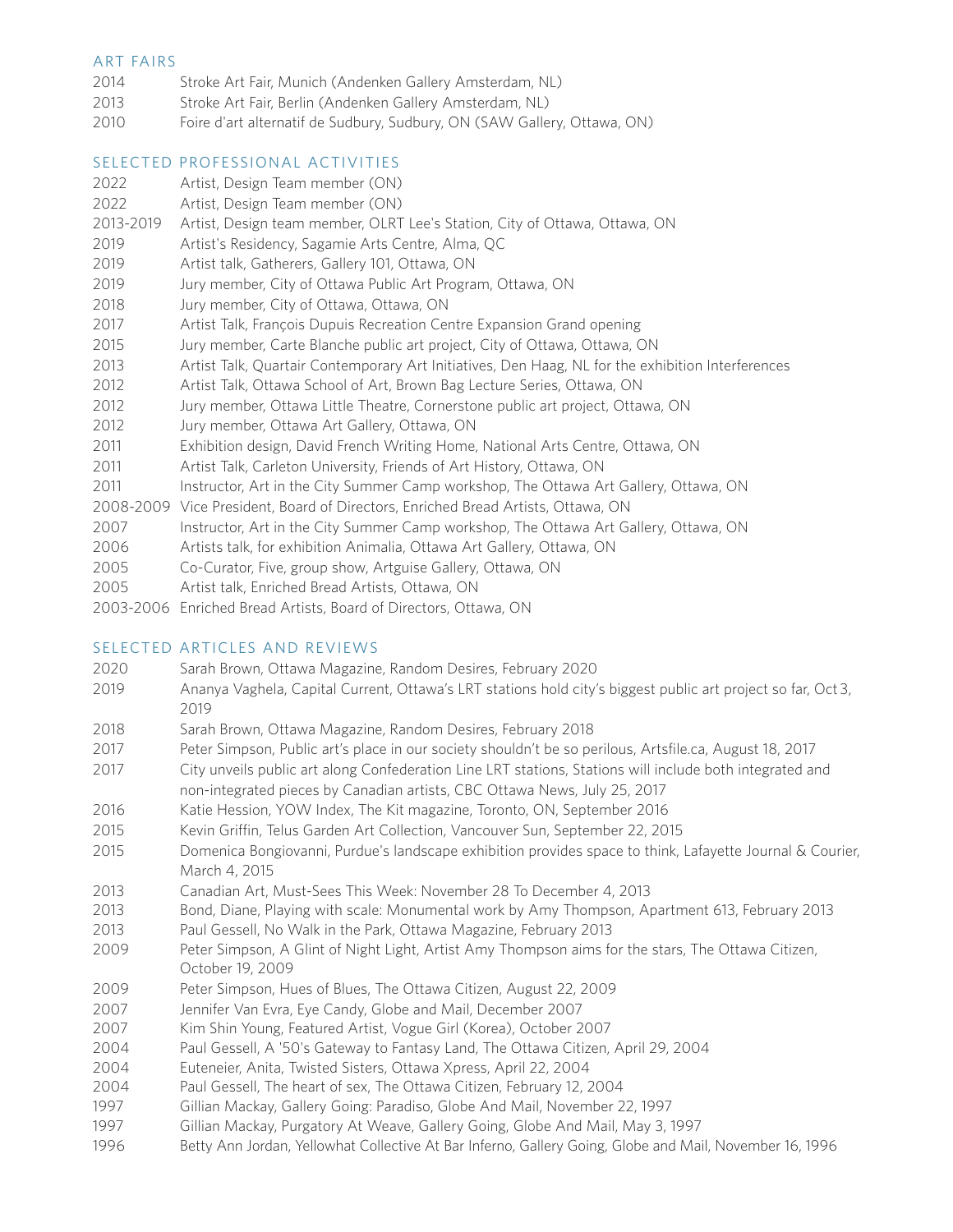## ART FAIRS

2014 Stroke Art Fair, Munich (Andenken Gallery Amsterdam, NL)
2013 Stroke Art Fair, Berlin (Andenken Gallery Amsterdam, NL)
2010 Foire d'art alternatif de Sudbury, Sudbury, ON (SAW Gallery, Ottawa, ON)

## SELECTED PROFESSIONAL ACTIVITIES

2022 Artist, Design Team member (ON)
2022 Artist, Design Team member (ON)
2013-2019 Artist, Design team member, OLRT Lee's Station, City of Ottawa, Ottawa, ON
2019 Artist's Residency, Sagamie Arts Centre, Alma, QC
2019 Artist talk, Gatherers, Gallery 101, Ottawa, ON
2019 Jury member, City of Ottawa Public Art Program, Ottawa, ON
2018 Jury member, City of Ottawa, Ottawa, ON
2017 Artist Talk, François Dupuis Recreation Centre Expansion Grand opening
2015 Jury member, Carte Blanche public art project, City of Ottawa, Ottawa, ON
2013 Artist Talk, Quartair Contemporary Art Initiatives, Den Haag, NL for the exhibition Interferences
2012 Artist Talk, Ottawa School of Art, Brown Bag Lecture Series, Ottawa, ON
2012 Jury member, Ottawa Little Theatre, Cornerstone public art project, Ottawa, ON
2012 Jury member, Ottawa Art Gallery, Ottawa, ON
2011 Exhibition design, David French Writing Home, National Arts Centre, Ottawa, ON
2011 Artist Talk, Carleton University, Friends of Art History, Ottawa, ON
2011 Instructor, Art in the City Summer Camp workshop, The Ottawa Art Gallery, Ottawa, ON
2008-2009 Vice President, Board of Directors, Enriched Bread Artists, Ottawa, ON
2007 Instructor, Art in the City Summer Camp workshop, The Ottawa Art Gallery, Ottawa, ON
2006 Artists talk, for exhibition Animalia, Ottawa Art Gallery, Ottawa, ON
2005 Co-Curator, Five, group show, Artguise Gallery, Ottawa, ON
2005 Artist talk, Enriched Bread Artists, Ottawa, ON
2003-2006 Enriched Bread Artists, Board of Directors, Ottawa, ON

## SELECTED ARTICLES AND REVIEWS

2020 Sarah Brown, Ottawa Magazine, Random Desires, February 2020
2019 Ananya Vaghela, Capital Current, Ottawa's LRT stations hold city's biggest public art project so far, Oct 3, 2019
2018 Sarah Brown, Ottawa Magazine, Random Desires, February 2018
2017 Peter Simpson, Public art's place in our society shouldn't be so perilous, Artsfile.ca, August 18, 2017
2017 City unveils public art along Confederation Line LRT stations, Stations will include both integrated and non-integrated pieces by Canadian artists, CBC Ottawa News, July 25, 2017
2016 Katie Hession, YOW Index, The Kit magazine, Toronto, ON, September 2016
2015 Kevin Griffin, Telus Garden Art Collection, Vancouver Sun, September 22, 2015
2015 Domenica Bongiovanni, Purdue's landscape exhibition provides space to think, Lafayette Journal & Courier, March 4, 2015
2013 Canadian Art, Must-Sees This Week: November 28 To December 4, 2013
2013 Bond, Diane, Playing with scale: Monumental work by Amy Thompson, Apartment 613, February 2013
2013 Paul Gessell, No Walk in the Park, Ottawa Magazine, February 2013
2009 Peter Simpson, A Glint of Night Light, Artist Amy Thompson aims for the stars, The Ottawa Citizen, October 19, 2009
2009 Peter Simpson, Hues of Blues, The Ottawa Citizen, August 22, 2009
2007 Jennifer Van Evra, Eye Candy, Globe and Mail, December 2007
2007 Kim Shin Young, Featured Artist, Vogue Girl (Korea), October 2007
2004 Paul Gessell, A '50's Gateway to Fantasy Land, The Ottawa Citizen, April 29, 2004
2004 Euteneier, Anita, Twisted Sisters, Ottawa Xpress, April 22, 2004
2004 Paul Gessell, The heart of sex, The Ottawa Citizen, February 12, 2004
1997 Gillian Mackay, Gallery Going: Paradiso, Globe And Mail, November 22, 1997
1997 Gillian Mackay, Purgatory At Weave, Gallery Going, Globe And Mail, May 3, 1997
1996 Betty Ann Jordan, Yellowhat Collective At Bar Inferno, Gallery Going, Globe and Mail, November 16, 1996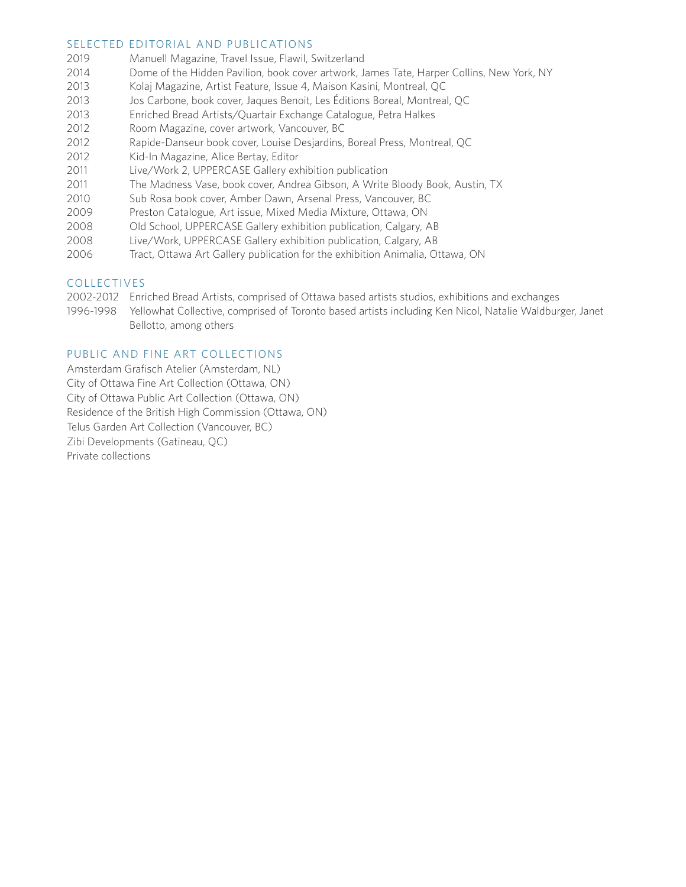## SELECTED EDITORIAL AND PUBLICATIONS

2019 Manuell Magazine, Travel Issue, Flawil, Switzerland
2014 Dome of the Hidden Pavilion, book cover artwork, James Tate, Harper Collins, New York, NY
2013 Kolaj Magazine, Artist Feature, Issue 4, Maison Kasini, Montreal, QC
2013 Jos Carbone, book cover, Jaques Benoit, Les Éditions Boreal, Montreal, QC
2013 Enriched Bread Artists/Quartair Exchange Catalogue, Petra Halkes
2012 Room Magazine, cover artwork, Vancouver, BC
2012 Rapide-Danseur book cover, Louise Desjardins, Boreal Press, Montreal, QC
2012 Kid-In Magazine, Alice Bertay, Editor
2011 Live/Work 2, UPPERCASE Gallery exhibition publication
2011 The Madness Vase, book cover, Andrea Gibson, A Write Bloody Book, Austin, TX
2010 Sub Rosa book cover, Amber Dawn, Arsenal Press, Vancouver, BC
2009 Preston Catalogue, Art issue, Mixed Media Mixture, Ottawa, ON
2008 Old School, UPPERCASE Gallery exhibition publication, Calgary, AB
2008 Live/Work, UPPERCASE Gallery exhibition publication, Calgary, AB
2006 Tract, Ottawa Art Gallery publication for the exhibition Animalia, Ottawa, ON

## COLLECTIVES

2002-2012 Enriched Bread Artists, comprised of Ottawa based artists studios, exhibitions and exchanges
1996-1998 Yellowhat Collective, comprised of Toronto based artists including Ken Nicol, Natalie Waldburger, Janet Bellotto, among others

## PUBLIC AND FINE ART COLLECTIONS

Amsterdam Grafisch Atelier (Amsterdam, NL)
City of Ottawa Fine Art Collection (Ottawa, ON)
City of Ottawa Public Art Collection (Ottawa, ON)
Residence of the British High Commission (Ottawa, ON)
Telus Garden Art Collection (Vancouver, BC)
Zibi Developments (Gatineau, QC)
Private collections